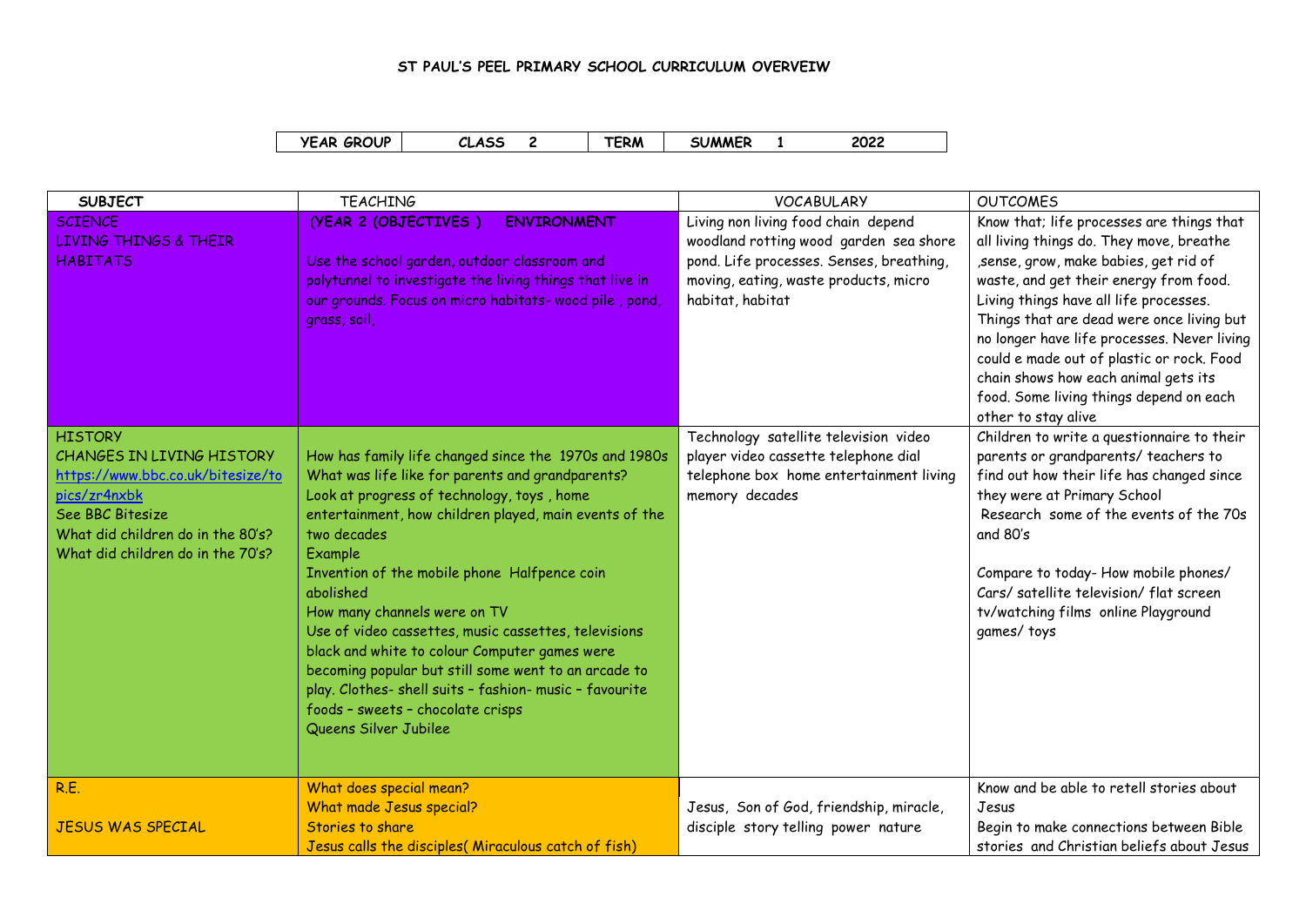# ST PAUL'S PEEL PRIMARY SCHOOL CURRICULUM OVERVEIW

| YEAR GROUP | CLASS 2 | TERM | SUMMER 1 2022 |
|---|---|---|---|

| SUBJECT | TEACHING | VOCABULARY | OUTCOMES |
|---|---|---|---|
| SCIENCE<br>LIVING THINGS & THEIR HABITATS | **(YEAR 2 (OBJECTIVES ) ENVIRONMENT**<br><br>Use the school garden, outdoor classroom and polytunnel to investigate the living things that live in our grounds. Focus on micro habitats- wood pile , pond, grass, soil, | Living non living food chain depend woodland rotting wood garden sea shore pond. Life processes. Senses, breathing, moving, eating, waste products, micro habitat, habitat | Know that; life processes are things that all living things do. They move, breathe ,sense, grow, make babies, get rid of waste, and get their energy from food. Living things have all life processes. Things that are dead were once living but no longer have life processes. Never living could e made out of plastic or rock. Food chain shows how each animal gets its food. Some living things depend on each other to stay alive |
| HISTORY<br>CHANGES IN LIVING HISTORY<br>[https://www.bbc.co.uk/bitesize/topics/zr4nxbk](https://www.bbc.co.uk/bitesize/topics/zr4nxbk)<br>See BBC Bitesize<br>What did children do in the 80's?<br>What did children do in the 70's? | How has family life changed since the 1970s and 1980s<br>What was life like for parents and grandparents?<br>Look at progress of technology, toys , home entertainment, how children played, main events of the two decades<br>Example<br>Invention of the mobile phone Halfpence coin abolished<br>How many channels were on TV<br>Use of video cassettes, music cassettes, televisions black and white to colour Computer games were becoming popular but still some went to an arcade to play. Clothes- shell suits – fashion- music – favourite foods – sweets – chocolate crisps<br>Queens Silver Jubilee | Technology satellite television video player video cassette telephone dial telephone box home entertainment living memory decades | Children to write a questionnaire to their parents or grandparents/ teachers to find out how their life has changed since they were at Primary School<br>Research some of the events of the 70s and 80's<br><br>Compare to today- How mobile phones/ Cars/ satellite television/ flat screen tv/watching films online Playground games/ toys |
| R.E.<br><br>JESUS WAS SPECIAL | What does special mean?<br>What made Jesus special?<br>Stories to share<br>Jesus calls the disciples( Miraculous catch of fish) | Jesus, Son of God, friendship, miracle, disciple story telling power nature | Know and be able to retell stories about Jesus<br>Begin to make connections between Bible stories and Christian beliefs about Jesus |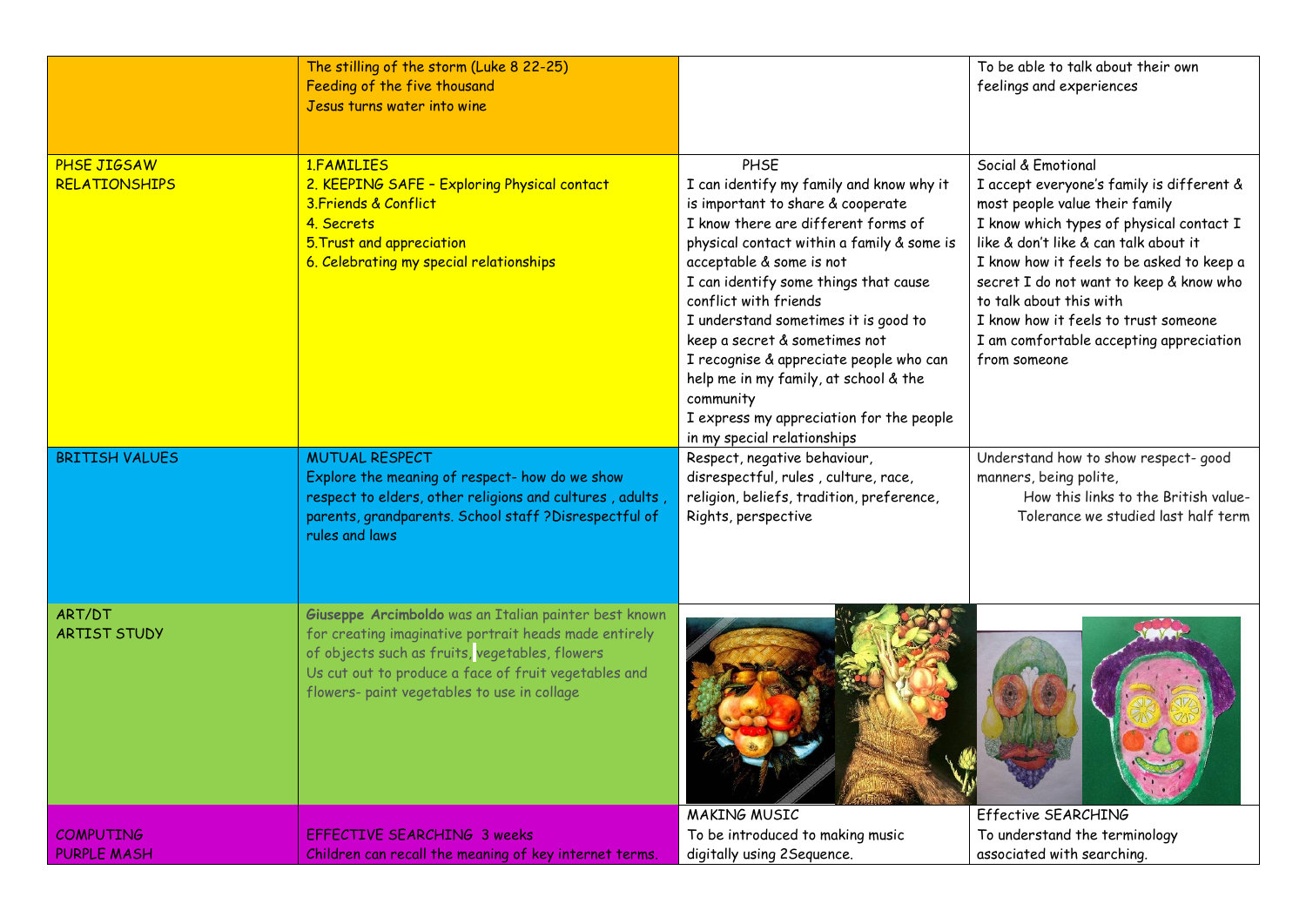| | | | |
|---|---|---|---|
| | The stilling of the storm (Luke 8 22-25)<br>Feeding of the five thousand<br>Jesus turns water into wine | | To be able to talk about their own feelings and experiences |
| PHSE JIGSAW<br>RELATIONSHIPS | 1.FAMILIES<br>2. KEEPING SAFE – Exploring Physical contact<br>3.Friends & Conflict<br>4. Secrets<br>5.Trust and appreciation<br>6. Celebrating my special relationships | PHSE<br>I can identify my family and know why it is important to share & cooperate<br>I know there are different forms of physical contact within a family & some is acceptable & some is not<br>I can identify some things that cause conflict with friends<br>I understand sometimes it is good to keep a secret & sometimes not<br>I recognise & appreciate people who can help me in my family, at school & the community<br>I express my appreciation for the people in my special relationships | Social & Emotional<br>I accept everyone's family is different & most people value their family<br>I know which types of physical contact I like & don't like & can talk about it<br>I know how it feels to be asked to keep a secret I do not want to keep & know who to talk about this with<br>I know how it feels to trust someone<br>I am comfortable accepting appreciation from someone |
| BRITISH VALUES | MUTUAL RESPECT<br>Explore the meaning of respect- how do we show respect to elders, other religions and cultures , adults , parents, grandparents. School staff ?Disrespectful of rules and laws | Respect, negative behaviour, disrespectful, rules , culture, race, religion, beliefs, tradition, preference, Rights, perspective | Understand how to show respect- good manners, being polite,<br>How this links to the British value- Tolerance we studied last half term |
| ART/DT<br>ARTIST STUDY | **Giuseppe Arcimboldo** was an Italian painter best known for creating imaginative portrait heads made entirely of objects such as fruits, vegetables, flowers<br>Us cut out to produce a face of fruit vegetables and flowers- paint vegetables to use in collage | | |
| COMPUTING<br>PURPLE MASH | EFFECTIVE SEARCHING 3 weeks<br>Children can recall the meaning of key internet terms. | MAKING MUSIC<br>To be introduced to making music digitally using 2Sequence. | Effective SEARCHING<br>To understand the terminology associated with searching. |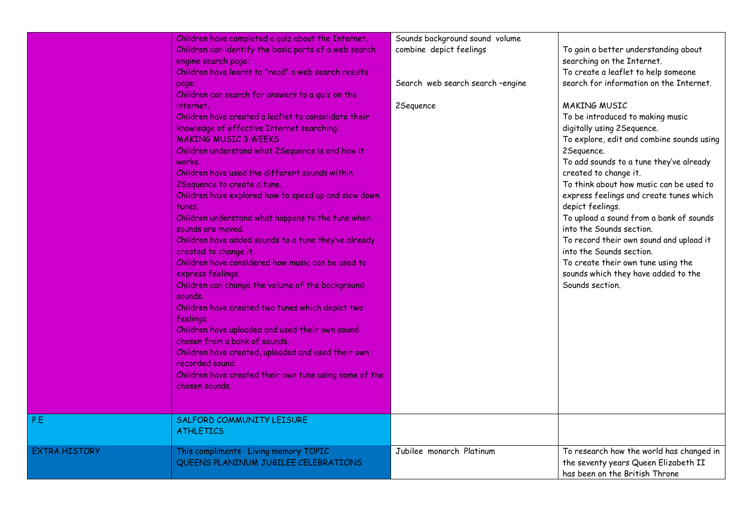| | | | |
|---|---|---|---|
| | Children have completed a quiz about the Internet.<br>Children can identify the basic parts of a web search engine search page.<br>Children have learnt to "read" a web search results page.<br>Children can search for answers to a quiz on the internet.<br>Children have created a leaflet to consolidate their knowledge of effective Internet searching.<br>MAKING MUSIC 3 WEEKS<br>Children understand what 2Sequence is and how it works.<br>Children have used the different sounds within 2Sequence to create a tune.<br>Children have explored how to speed up and slow down tunes.<br>Children understand what happens to the tune when sounds are moved.<br>Children have added sounds to a tune they've already created to change it.<br>Children have considered how music can be used to express feelings.<br>Children can change the volume of the background sounds.<br>Children have created two tunes which depict two feelings.<br>Children have uploaded and used their own sound chosen from a bank of sounds.<br>Children have created, uploaded and used their own recorded sound.<br>Children have created their own tune using some of the chosen sounds. | Sounds background sound volume combine depict feelings<br><br>Search web search search –engine<br><br>2Sequence | To gain a better understanding about searching on the Internet.<br>To create a leaflet to help someone search for information on the Internet.<br><br>MAKING MUSIC<br>To be introduced to making music digitally using 2Sequence.<br>To explore, edit and combine sounds using 2Sequence.<br>To add sounds to a tune they've already created to change it.<br>To think about how music can be used to express feelings and create tunes which depict feelings.<br>To upload a sound from a bank of sounds into the Sounds section.<br>To record their own sound and upload it into the Sounds section.<br>To create their own tune using the sounds which they have added to the Sounds section. |
| P.E | SALFORD COMMUNITY LEISURE<br>ATHLETICS | | |
| EXTRA HISTORY | This compliments Living memory TOPIC<br>QUEENS PLANINUM JUBILEE CELEBRATIONS | Jubilee monarch Platinum | To research how the world has changed in the seventy years Queen Elizabeth II has been on the British Throne |